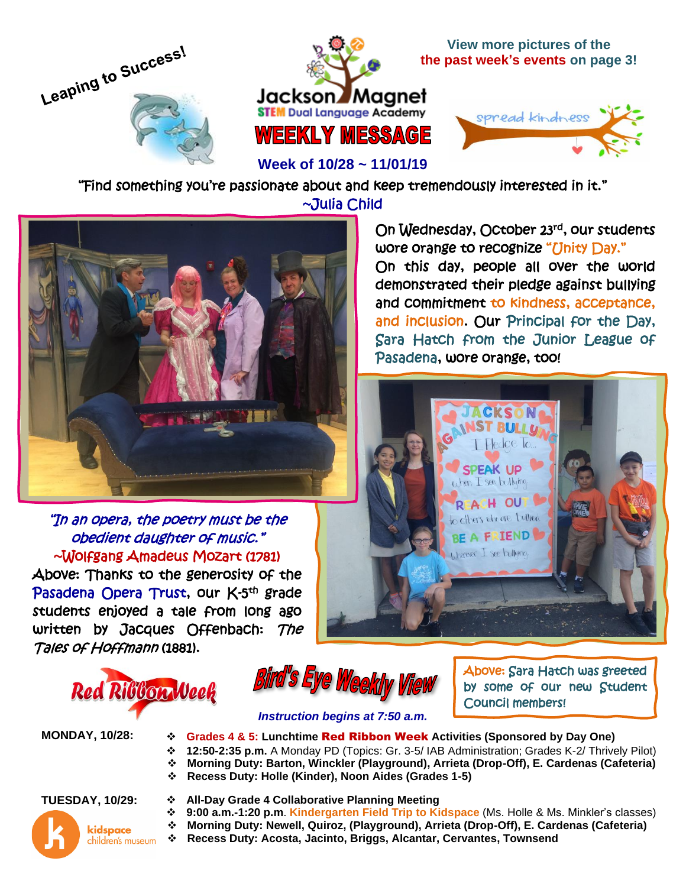Leaping to Success!

# Jackson Magnet STEM Dual Language Academy

# WEEKLY MESSAGE

**Week of 10/28 ~ 11/01/19**

**View more pictures of the the past week's events on page 3!**

spread kindness

"Find something you're passionate about and keep tremendously interested in it."
~Julia Child

On Wednesday, October 23rd, our students wore orange to recognize "Unity Day." On this day, people all over the world demonstrated their pledge against bullying and commitment to kindness, acceptance, and inclusion. Our Principal for the Day, Sara Hatch from the Junior League of Pasadena, wore orange, too!

*"In an opera, the poetry must be the obedient daughter of music."*
~Wolfgang Amadeus Mozart (1781)

Above: Thanks to the generosity of the Pasadena Opera Trust, our K-5th grade students enjoyed a tale from long ago written by Jacques Offenbach: *The Tales of Hoffmann* (1881).

Above: Sara Hatch was greeted by some of our new Student Council members!

## Red Ribbon Week

## Bird's Eye Weekly View

*Instruction begins at 7:50 a.m.*

**MONDAY, 10/28:**

- **Grades 4 & 5:** **Lunchtime Red Ribbon Week Activities (Sponsored by Day One)**
- **12:50-2:35 p.m.** A Monday PD (Topics: Gr. 3-5/ IAB Administration; Grades K-2/ Thrively Pilot)
- **Morning Duty: Barton, Winckler (Playground), Arrieta (Drop-Off), E. Cardenas (Cafeteria)**
- **Recess Duty: Holle (Kinder), Noon Aides (Grades 1-5)**

**TUESDAY, 10/29:**

- **All-Day Grade 4 Collaborative Planning Meeting**
- **9:00 a.m.-1:20 p.m**. **Kindergarten Field Trip to Kidspace** (Ms. Holle & Ms. Minkler's classes)
- **Morning Duty: Newell, Quiroz, (Playground), Arrieta (Drop-Off), E. Cardenas (Cafeteria)**
- **Recess Duty: Acosta, Jacinto, Briggs, Alcantar, Cervantes, Townsend**

kidspace children's museum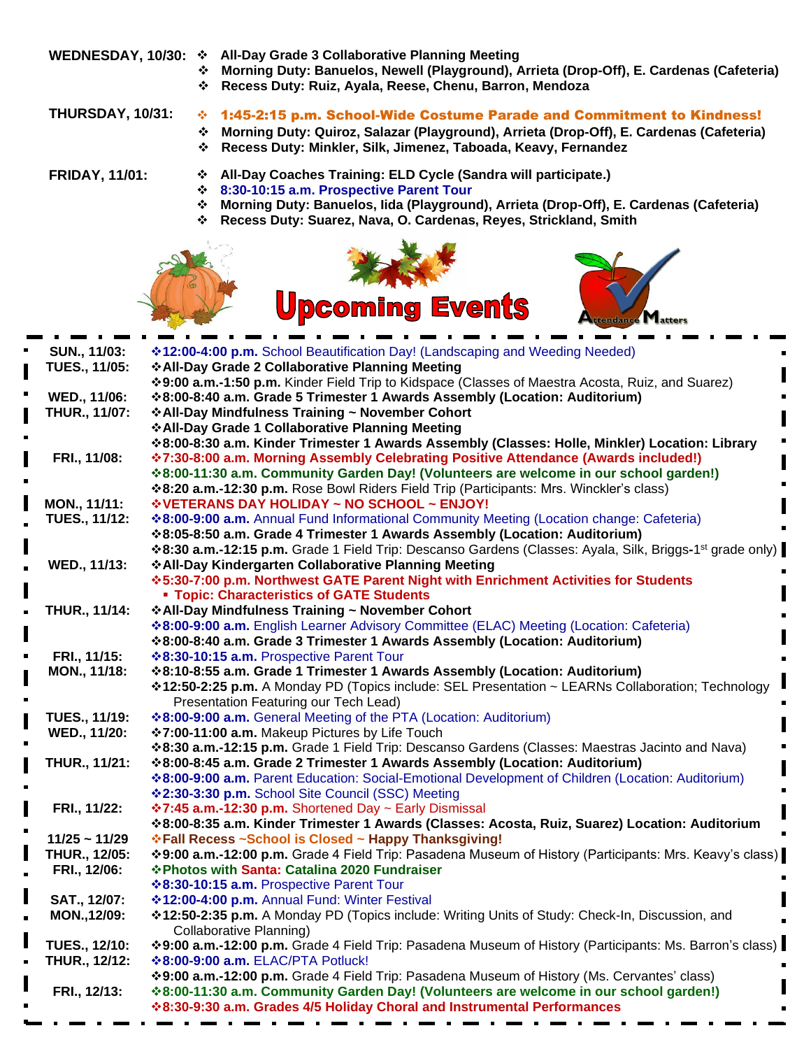**WEDNESDAY, 10/30:**

- **All-Day Grade 3 Collaborative Planning Meeting**
- **Morning Duty: Banuelos, Newell (Playground), Arrieta (Drop-Off), E. Cardenas (Cafeteria)**
- **Recess Duty: Ruiz, Ayala, Reese, Chenu, Barron, Mendoza**

**THURSDAY, 10/31:**

- **1:45-2:15 p.m. School-Wide Costume Parade and Commitment to Kindness!**
- **Morning Duty: Quiroz, Salazar (Playground), Arrieta (Drop-Off), E. Cardenas (Cafeteria)**
- **Recess Duty: Minkler, Silk, Jimenez, Taboada, Keavy, Fernandez**

**FRIDAY, 11/01:**

- **All-Day Coaches Training: ELD Cycle (Sandra will participate.)**
- **8:30-10:15 a.m. Prospective Parent Tour**
- **Morning Duty: Banuelos, Iida (Playground), Arrieta (Drop-Off), E. Cardenas (Cafeteria)**
- **Recess Duty: Suarez, Nava, O. Cardenas, Reyes, Strickland, Smith**

# Upcoming Events

Attendance Matters

**SUN., 11/03:**
- **12:00-4:00 p.m.** School Beautification Day! (Landscaping and Weeding Needed)

**TUES., 11/05:**
- **All-Day Grade 2 Collaborative Planning Meeting**
- **9:00 a.m.-1:50 p.m.** Kinder Field Trip to Kidspace (Classes of Maestra Acosta, Ruiz, and Suarez)

**WED., 11/06:**
- **8:00-8:40 a.m. Grade 5 Trimester 1 Awards Assembly (Location: Auditorium)**

**THUR., 11/07:**
- **All-Day Mindfulness Training ~ November Cohort**
- **All-Day Grade 1 Collaborative Planning Meeting**
- **8:00-8:30 a.m. Kinder Trimester 1 Awards Assembly (Classes: Holle, Minkler) Location: Library**

**FRI., 11/08:**
- **7:30-8:00 a.m. Morning Assembly Celebrating Positive Attendance (Awards included!)**
- **8:00-11:30 a.m. Community Garden Day! (Volunteers are welcome in our school garden!)**
- **8:20 a.m.-12:30 p.m.** Rose Bowl Riders Field Trip (Participants: Mrs. Winckler's class)

**MON., 11/11:**
- **VETERANS DAY HOLIDAY ~ NO SCHOOL ~ ENJOY!**

**TUES., 11/12:**
- **8:00-9:00 a.m.** Annual Fund Informational Community Meeting (Location change: Cafeteria)
- **8:05-8:50 a.m. Grade 4 Trimester 1 Awards Assembly (Location: Auditorium)**
- **8:30 a.m.-12:15 p.m.** Grade 1 Field Trip: Descanso Gardens (Classes: Ayala, Silk, Briggs-1st grade only)

**WED., 11/13:**
- **All-Day Kindergarten Collaborative Planning Meeting**
- **5:30-7:00 p.m. Northwest GATE Parent Night with Enrichment Activities for Students**
  - **Topic: Characteristics of GATE Students**

**THUR., 11/14:**
- **All-Day Mindfulness Training ~ November Cohort**
- **8:00-9:00 a.m.** English Learner Advisory Committee (ELAC) Meeting (Location: Cafeteria)
- **8:00-8:40 a.m. Grade 3 Trimester 1 Awards Assembly (Location: Auditorium)**

**FRI., 11/15:**
- **8:30-10:15 a.m.** Prospective Parent Tour

**MON., 11/18:**
- **8:10-8:55 a.m. Grade 1 Trimester 1 Awards Assembly (Location: Auditorium)**
- **12:50-2:25 p.m.** A Monday PD (Topics include: SEL Presentation ~ LEARNs Collaboration; Technology Presentation Featuring our Tech Lead)

**TUES., 11/19:**
- **8:00-9:00 a.m.** General Meeting of the PTA (Location: Auditorium)

**WED., 11/20:**
- **7:00-11:00 a.m.** Makeup Pictures by Life Touch
- **8:30 a.m.-12:15 p.m.** Grade 1 Field Trip: Descanso Gardens (Classes: Maestras Jacinto and Nava)

**THUR., 11/21:**
- **8:00-8:45 a.m. Grade 2 Trimester 1 Awards Assembly (Location: Auditorium)**
- **8:00-9:00 a.m.** Parent Education: Social-Emotional Development of Children (Location: Auditorium)
- **2:30-3:30 p.m.** School Site Council (SSC) Meeting

**FRI., 11/22:**
- **7:45 a.m.-12:30 p.m.** Shortened Day ~ Early Dismissal
- **8:00-8:35 a.m. Kinder Trimester 1 Awards (Classes: Acosta, Ruiz, Suarez) Location: Auditorium**

**11/25 ~ 11/29**
- **Fall Recess ~School is Closed ~ Happy Thanksgiving!**

**THUR., 12/05:**
- **9:00 a.m.-12:00 p.m.** Grade 4 Field Trip: Pasadena Museum of History (Participants: Mrs. Keavy's class)

**FRI., 12/06:**
- **Photos with Santa: Catalina 2020 Fundraiser**
- **8:30-10:15 a.m.** Prospective Parent Tour

**SAT., 12/07:**
- **12:00-4:00 p.m.** Annual Fund: Winter Festival

**MON.,12/09:**
- **12:50-2:35 p.m.** A Monday PD (Topics include: Writing Units of Study: Check-In, Discussion, and Collaborative Planning)

**TUES., 12/10:**
- **9:00 a.m.-12:00 p.m.** Grade 4 Field Trip: Pasadena Museum of History (Participants: Ms. Barron's class)

**THUR., 12/12:**
- **8:00-9:00 a.m.** ELAC/PTA Potluck!
- **9:00 a.m.-12:00 p.m.** Grade 4 Field Trip: Pasadena Museum of History (Ms. Cervantes' class)

**FRI., 12/13:**
- **8:00-11:30 a.m. Community Garden Day! (Volunteers are welcome in our school garden!)**
- **8:30-9:30 a.m. Grades 4/5 Holiday Choral and Instrumental Performances**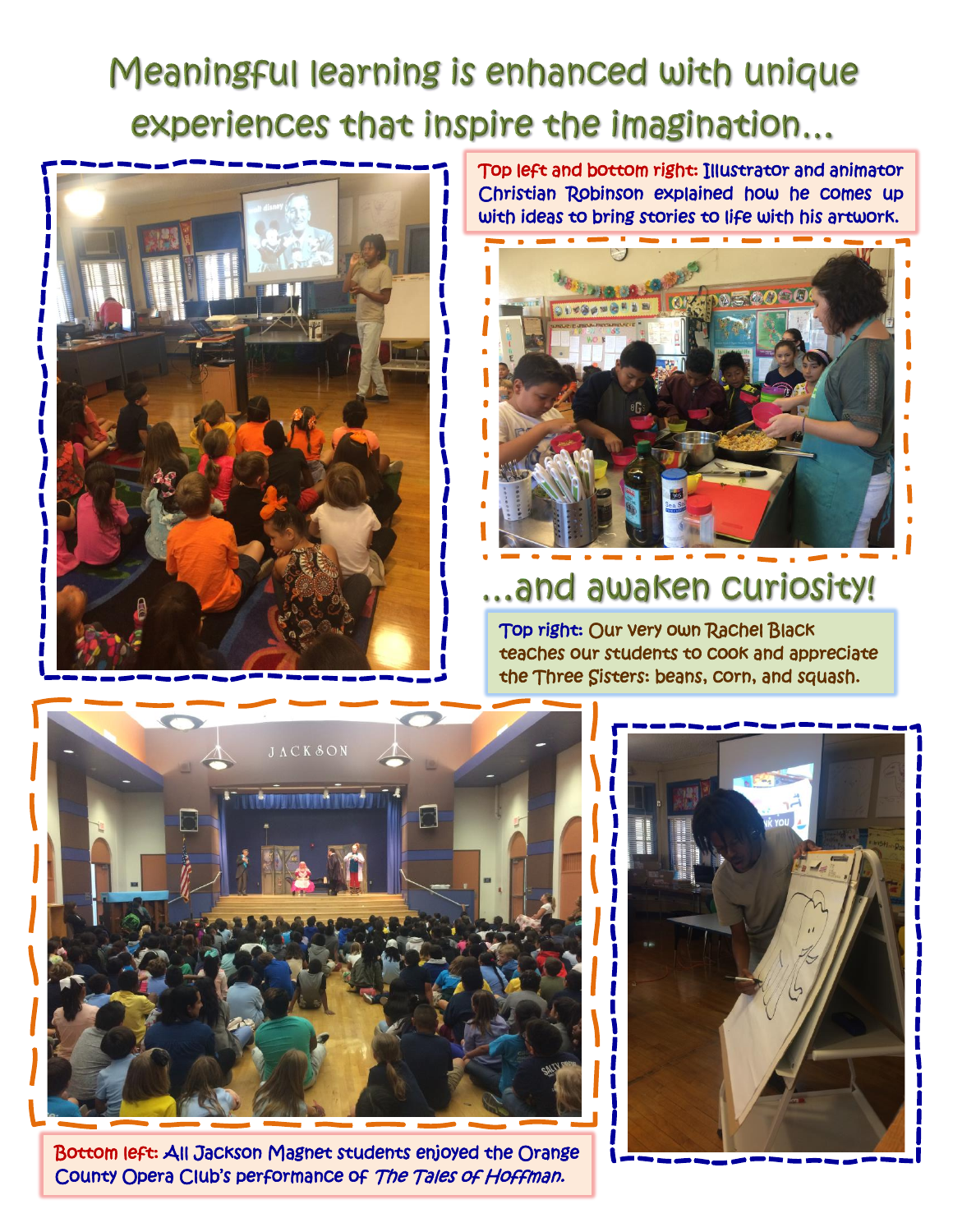# Meaningful learning is enhanced with unique experiences that inspire the imagination...

**Top left and bottom right:** Illustrator and animator Christian Robinson explained how he comes up with ideas to bring stories to life with his artwork.

## ...and awaken curiosity!

**Top right:** Our very own Rachel Black teaches our students to cook and appreciate the Three Sisters: beans, corn, and squash.

**Bottom left:** All Jackson Magnet students enjoyed the Orange County Opera Club's performance of *The Tales of Hoffman.*